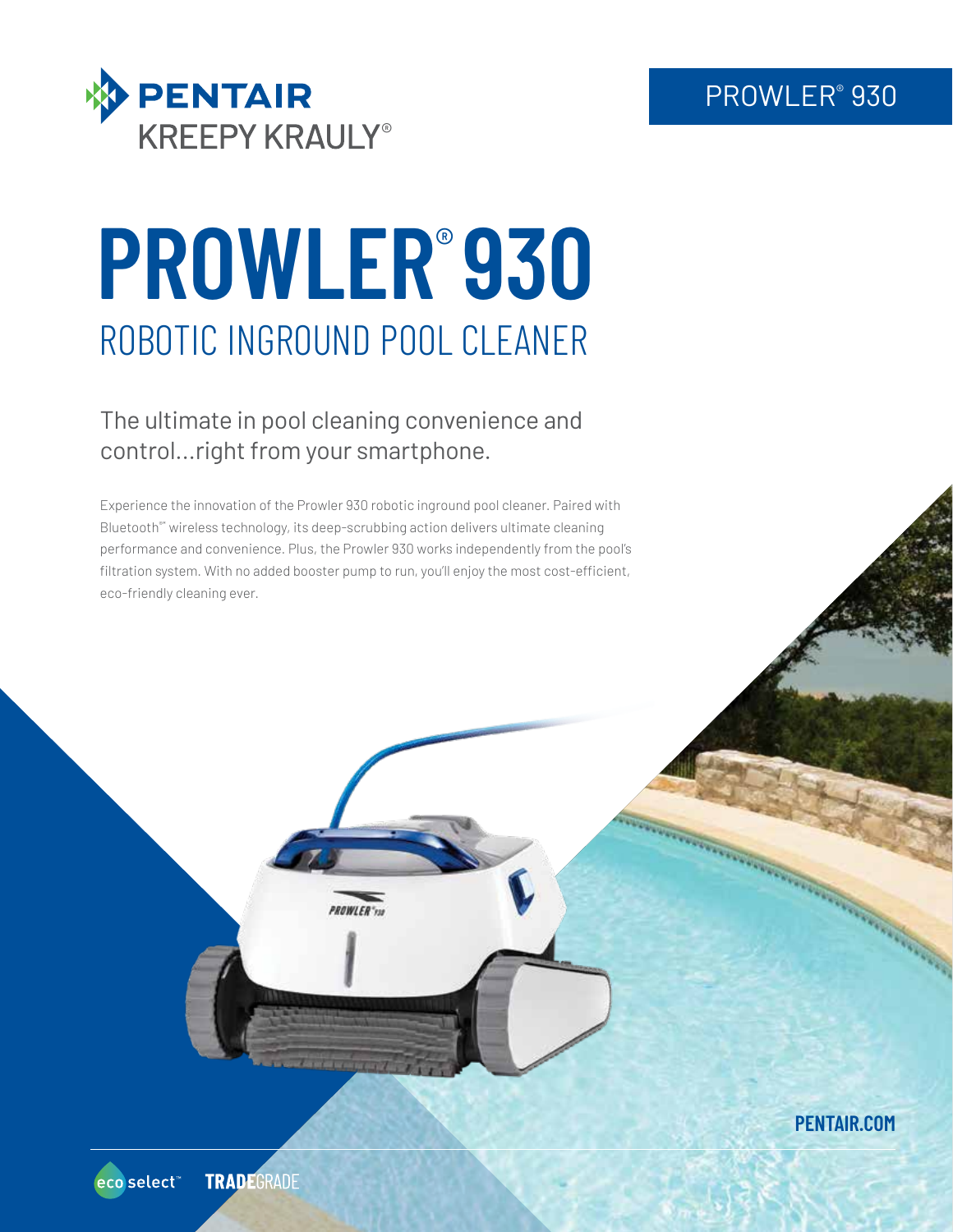PENTAIR
KREEPY KRAULY®

PROWLER® 930

# PROWLER® 930

## ROBOTIC INGROUND POOL CLEANER

The ultimate in pool cleaning convenience and control...right from your smartphone.

Experience the innovation of the Prowler 930 robotic inground pool cleaner. Paired with Bluetooth℠ wireless technology, its deep-scrubbing action delivers ultimate cleaning performance and convenience. Plus, the Prowler 930 works independently from the pool's filtration system. With no added booster pump to run, you'll enjoy the most cost-efficient, eco-friendly cleaning ever.

**PENTAIR.COM**

eco select™ **TRADE**GRADE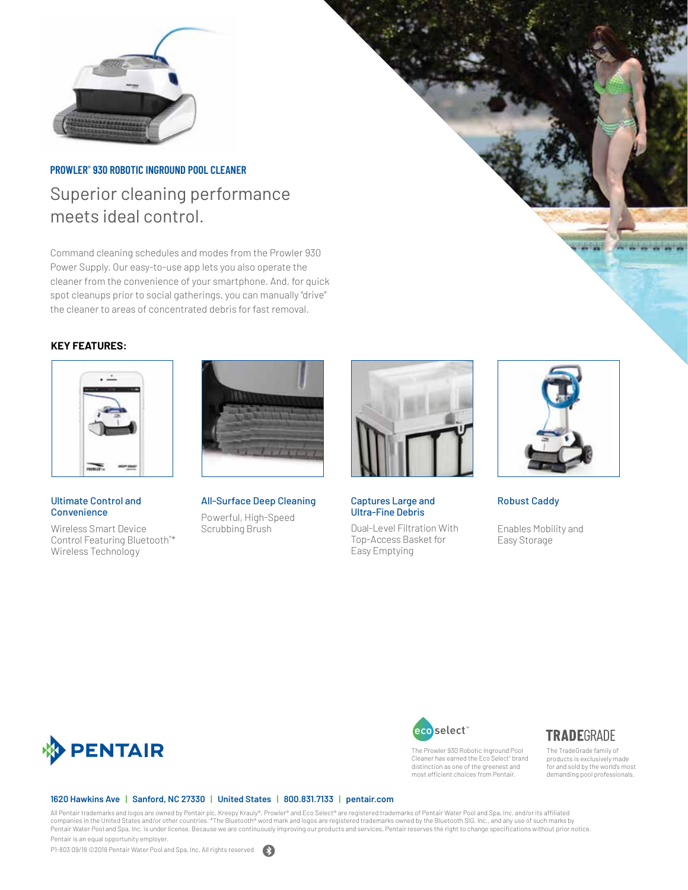**PROWLER® 930 ROBOTIC INGROUND POOL CLEANER**

# Superior cleaning performance meets ideal control.

Command cleaning schedules and modes from the Prowler 930 Power Supply. Our easy-to-use app lets you also operate the cleaner from the convenience of your smartphone. And, for quick spot cleanups prior to social gatherings, you can manually "drive" the cleaner to areas of concentrated debris for fast removal.

## KEY FEATURES:

**Ultimate Control and Convenience**

Wireless Smart Device Control Featuring Bluetooth®* Wireless Technology

**All-Surface Deep Cleaning**

Powerful, High-Speed Scrubbing Brush

**Captures Large and Ultra-Fine Debris**

Dual-Level Filtration With Top-Access Basket for Easy Emptying

**Robust Caddy**

Enables Mobility and Easy Storage

PENTAIR

eco select™

The Prowler 930 Robotic Inground Pool Cleaner has earned the Eco Select® brand distinction as one of the greenest and most efficient choices from Pentair.

TRADEGRADE

The TradeGrade family of products is exclusively made for and sold by the world's most demanding pool professionals.

**1620 Hawkins Ave | Sanford, NC 27330 | United States | 800.831.7133 | pentair.com**

All Pentair trademarks and logos are owned by Pentair plc. Kreepy Krauly®, Prowler® and Eco Select® are registered trademarks of Pentair Water Pool and Spa, Inc. and/or its affiliated companies in the United States and/or other countries. *The Bluetooth® word mark and logos are registered trademarks owned by the Bluetooth SIG, Inc., and any use of such marks by Pentair Water Pool and Spa, Inc. is under license. Because we are continuously improving our products and services, Pentair reserves the right to change specifications without prior notice.

Pentair is an equal opportunity employer.

P1-803 09/18 ©2018 Pentair Water Pool and Spa, Inc. All rights reserved